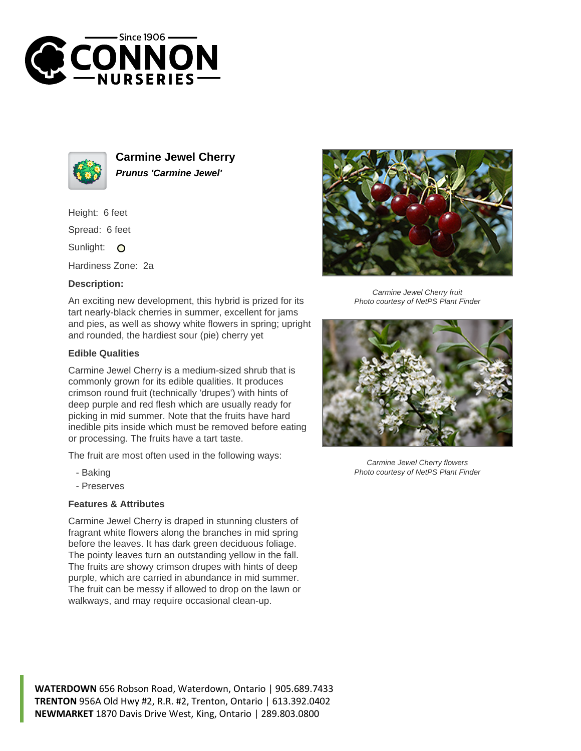# Carmine Jewel Cherry

***Prunus 'Carmine Jewel'***

Height: 6 feet

Spread: 6 feet

Sunlight: O

Hardiness Zone: 2a

### Description:

An exciting new development, this hybrid is prized for its tart nearly-black cherries in summer, excellent for jams and pies, as well as showy white flowers in spring; upright and rounded, the hardiest sour (pie) cherry yet

### Edible Qualities

Carmine Jewel Cherry is a medium-sized shrub that is commonly grown for its edible qualities. It produces crimson round fruit (technically 'drupes') with hints of deep purple and red flesh which are usually ready for picking in mid summer. Note that the fruits have hard inedible pits inside which must be removed before eating or processing. The fruits have a tart taste.

The fruit are most often used in the following ways:

- Baking
- Preserves

### Features & Attributes

Carmine Jewel Cherry is draped in stunning clusters of fragrant white flowers along the branches in mid spring before the leaves. It has dark green deciduous foliage. The pointy leaves turn an outstanding yellow in the fall. The fruits are showy crimson drupes with hints of deep purple, which are carried in abundance in mid summer. The fruit can be messy if allowed to drop on the lawn or walkways, and may require occasional clean-up.

*Carmine Jewel Cherry fruit*
*Photo courtesy of NetPS Plant Finder*

*Carmine Jewel Cherry flowers*
*Photo courtesy of NetPS Plant Finder*

**WATERDOWN** 656 Robson Road, Waterdown, Ontario | 905.689.7433
**TRENTON** 956A Old Hwy #2, R.R. #2, Trenton, Ontario | 613.392.0402
**NEWMARKET** 1870 Davis Drive West, King, Ontario | 289.803.0800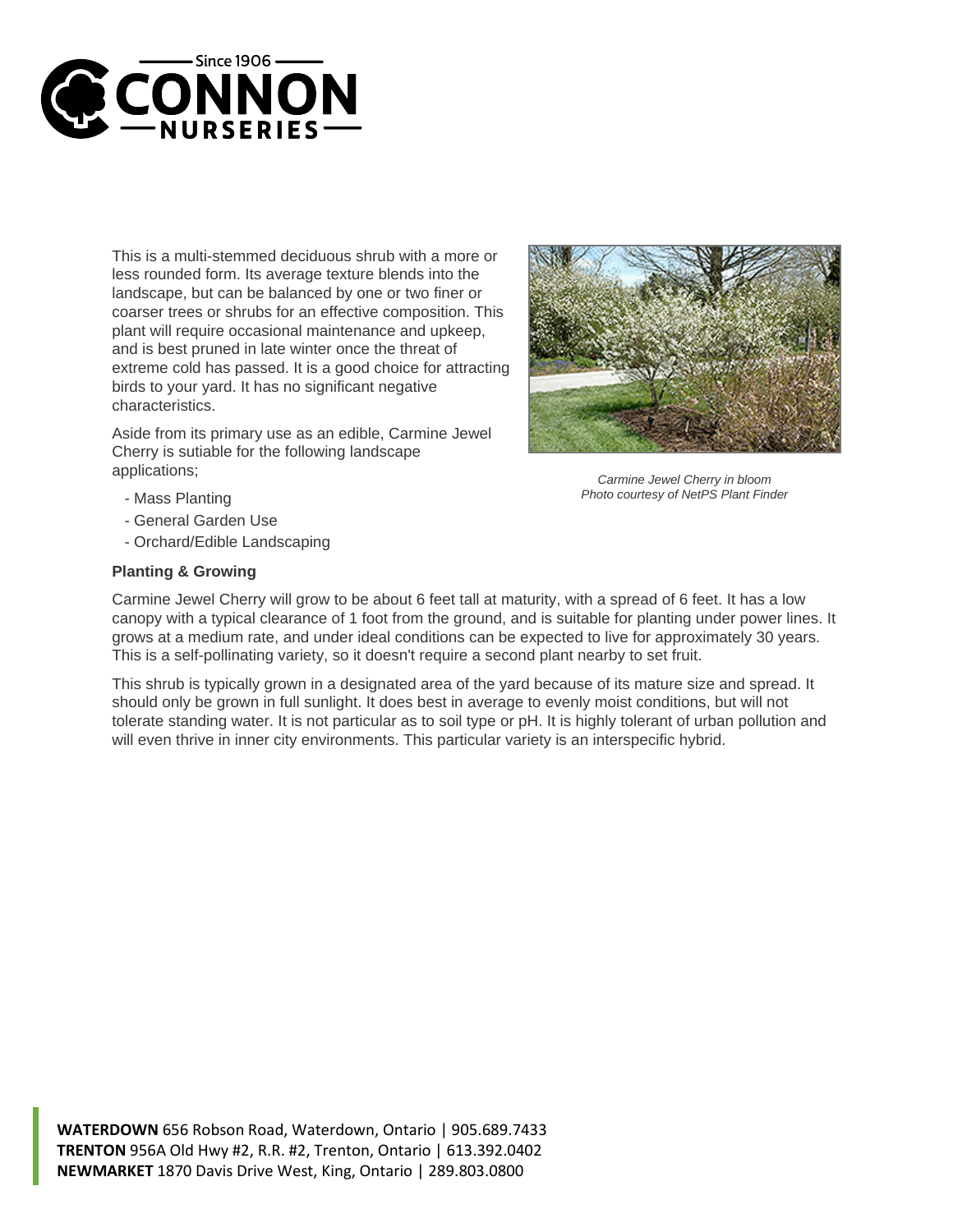This is a multi-stemmed deciduous shrub with a more or less rounded form. Its average texture blends into the landscape, but can be balanced by one or two finer or coarser trees or shrubs for an effective composition. This plant will require occasional maintenance and upkeep, and is best pruned in late winter once the threat of extreme cold has passed. It is a good choice for attracting birds to your yard. It has no significant negative characteristics.

Aside from its primary use as an edible, Carmine Jewel Cherry is sutiable for the following landscape applications;

- Mass Planting
- General Garden Use
- Orchard/Edible Landscaping

*Carmine Jewel Cherry in bloom*
*Photo courtesy of NetPS Plant Finder*

**Planting & Growing**

Carmine Jewel Cherry will grow to be about 6 feet tall at maturity, with a spread of 6 feet. It has a low canopy with a typical clearance of 1 foot from the ground, and is suitable for planting under power lines. It grows at a medium rate, and under ideal conditions can be expected to live for approximately 30 years. This is a self-pollinating variety, so it doesn't require a second plant nearby to set fruit.

This shrub is typically grown in a designated area of the yard because of its mature size and spread. It should only be grown in full sunlight. It does best in average to evenly moist conditions, but will not tolerate standing water. It is not particular as to soil type or pH. It is highly tolerant of urban pollution and will even thrive in inner city environments. This particular variety is an interspecific hybrid.

**WATERDOWN** 656 Robson Road, Waterdown, Ontario | 905.689.7433
**TRENTON** 956A Old Hwy #2, R.R. #2, Trenton, Ontario | 613.392.0402
**NEWMARKET** 1870 Davis Drive West, King, Ontario | 289.803.0800